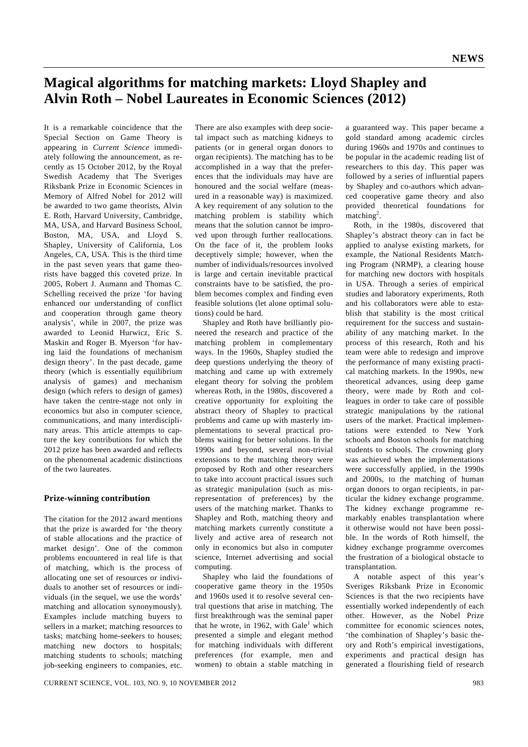# Magical algorithms for matching markets: Lloyd Shapley and Alvin Roth – Nobel Laureates in Economic Sciences (2012)

It is a remarkable coincidence that the Special Section on Game Theory is appearing in *Current Science* immediately following the announcement, as recently as 15 October 2012, by the Royal Swedish Academy that The Sveriges Riksbank Prize in Economic Sciences in Memory of Alfred Nobel for 2012 will be awarded to two game theorists, Alvin E. Roth, Harvard University, Cambridge, MA, USA, and Harvard Business School, Boston, MA, USA, and Lloyd S. Shapley, University of California, Los Angeles, CA, USA. This is the third time in the past seven years that game theorists have bagged this coveted prize. In 2005, Robert J. Aumann and Thomas C. Schelling received the prize 'for having enhanced our understanding of conflict and cooperation through game theory analysis', while in 2007, the prize was awarded to Leonid Hurwicz, Eric S. Maskin and Roger B. Myerson 'for having laid the foundations of mechanism design theory'. In the past decade, game theory (which is essentially equilibrium analysis of games) and mechanism design (which refers to design of games) have taken the centre-stage not only in economics but also in computer science, communications, and many interdisciplinary areas. This article attempts to capture the key contributions for which the 2012 prize has been awarded and reflects on the phenomenal academic distinctions of the two laureates.

## Prize-winning contribution

The citation for the 2012 award mentions that the prize is awarded for 'the theory of stable allocations and the practice of market design'. One of the common problems encountered in real life is that of matching, which is the process of allocating one set of resources or individuals to another set of resources or individuals (in the sequel, we use the words' matching and allocation synonymously). Examples include matching buyers to sellers in a market; matching resources to tasks; matching home-seekers to houses; matching new doctors to hospitals; matching students to schools; matching job-seeking engineers to companies, etc. There are also examples with deep societal impact such as matching kidneys to patients (or in general organ donors to organ recipients). The matching has to be accomplished in a way that the preferences that the individuals may have are honoured and the social welfare (measured in a reasonable way) is maximized. A key requirement of any solution to the matching problem is stability which means that the solution cannot be improved upon through further reallocations. On the face of it, the problem looks deceptively simple; however, when the number of individuals/resources involved is large and certain inevitable practical constraints have to be satisfied, the problem becomes complex and finding even feasible solutions (let alone optimal solutions) could be hard.

Shapley and Roth have brilliantly pioneered the research and practice of the matching problem in complementary ways. In the 1960s, Shapley studied the deep questions underlying the theory of matching and came up with extremely elegant theory for solving the problem whereas Roth, in the 1980s, discovered a creative opportunity for exploiting the abstract theory of Shapley to practical problems and came up with masterly implementations to several practical problems waiting for better solutions. In the 1990s and beyond, several non-trivial extensions to the matching theory were proposed by Roth and other researchers to take into account practical issues such as strategic manipulation (such as misrepresentation of preferences) by the users of the matching market. Thanks to Shapley and Roth, matching theory and matching markets currently constitute a lively and active area of research not only in economics but also in computer science, Internet advertising and social computing.

Shapley who laid the foundations of cooperative game theory in the 1950s and 1960s used it to resolve several central questions that arise in matching. The first breakthrough was the seminal paper that he wrote, in 1962, with Gale[1] which presented a simple and elegant method for matching individuals with different preferences (for example, men and women) to obtain a stable matching in a guaranteed way. This paper became a gold standard among academic circles during 1960s and 1970s and continues to be popular in the academic reading list of researchers to this day. This paper was followed by a series of influential papers by Shapley and co-authors which advanced cooperative game theory and also provided theoretical foundations for matching[2].

Roth, in the 1980s, discovered that Shapley's abstract theory can in fact be applied to analyse existing markets, for example, the National Residents Matching Program (NRMP), a clearing house for matching new doctors with hospitals in USA. Through a series of empirical studies and laboratory experiments, Roth and his collaborators were able to establish that stability is the most critical requirement for the success and sustainability of any matching market. In the process of this research, Roth and his team were able to redesign and improve the performance of many existing practical matching markets. In the 1990s, new theoretical advances, using deep game theory, were made by Roth and colleagues in order to take care of possible strategic manipulations by the rational users of the market. Practical implementations were extended to New York schools and Boston schools for matching students to schools. The crowning glory was achieved when the implementations were successfully applied, in the 1990s and 2000s, to the matching of human organ donors to organ recipients, in particular the kidney exchange programme. The kidney exchange programme remarkably enables transplantation where it otherwise would not have been possible. In the words of Roth himself, the kidney exchange programme overcomes the frustration of a biological obstacle to transplantation.

A notable aspect of this year's Sveriges Riksbank Prize in Economic Sciences is that the two recipients have essentially worked independently of each other. However, as the Nobel Prize committee for economic sciences notes, 'the combination of Shapley's basic theory and Roth's empirical investigations, experiments and practical design has generated a flourishing field of research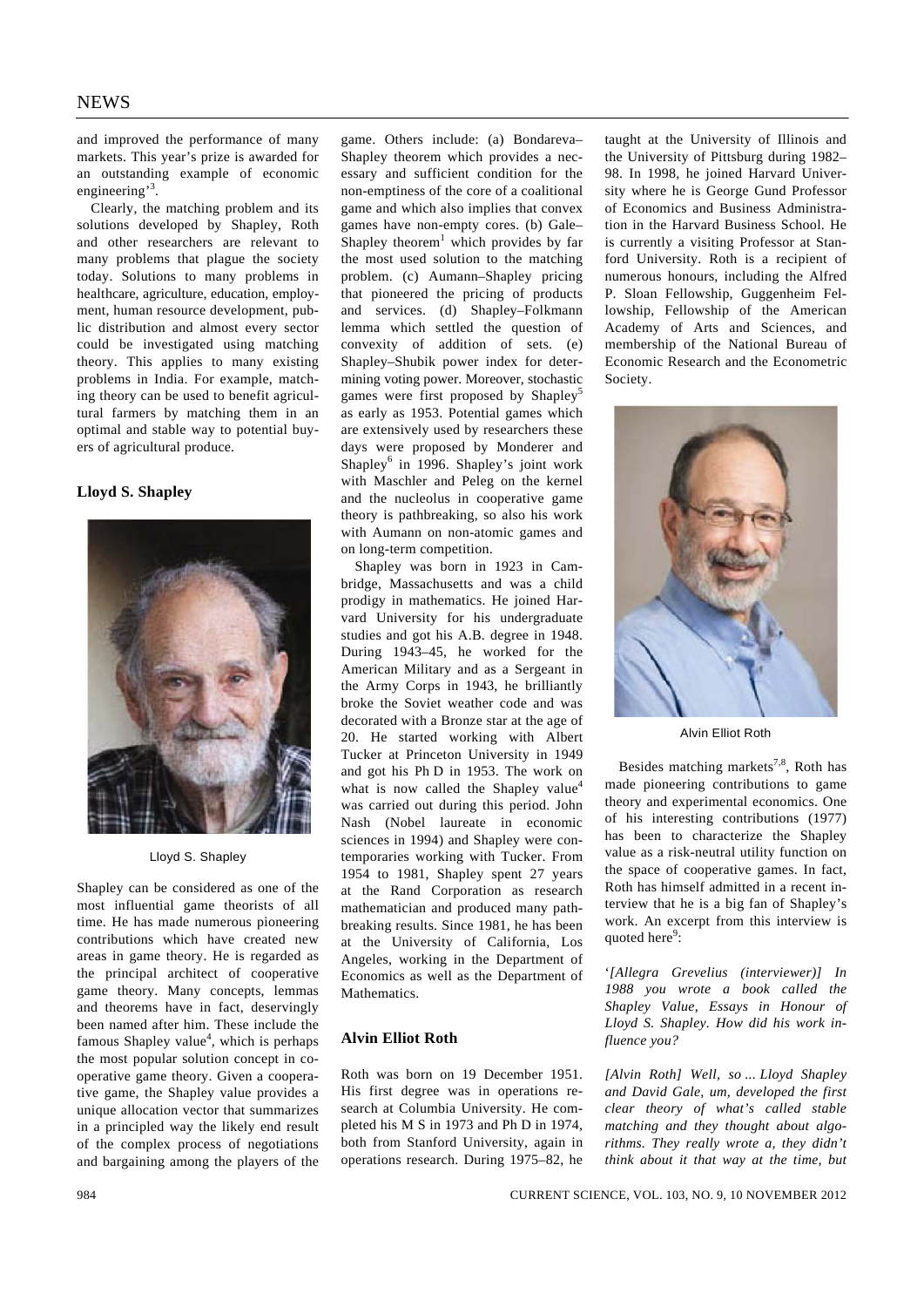and improved the performance of many markets. This year's prize is awarded for an outstanding example of economic engineering'[3].

Clearly, the matching problem and its solutions developed by Shapley, Roth and other researchers are relevant to many problems that plague the society today. Solutions to many problems in healthcare, agriculture, education, employment, human resource development, public distribution and almost every sector could be investigated using matching theory. This applies to many existing problems in India. For example, matching theory can be used to benefit agricultural farmers by matching them in an optimal and stable way to potential buyers of agricultural produce.

## Lloyd S. Shapley

Lloyd S. Shapley

Shapley can be considered as one of the most influential game theorists of all time. He has made numerous pioneering contributions which have created new areas in game theory. He is regarded as the principal architect of cooperative game theory. Many concepts, lemmas and theorems have in fact, deservingly been named after him. These include the famous Shapley value[4], which is perhaps the most popular solution concept in cooperative game theory. Given a cooperative game, the Shapley value provides a unique allocation vector that summarizes in a principled way the likely end result of the complex process of negotiations and bargaining among the players of the game. Others include: (a) Bondareva–Shapley theorem which provides a necessary and sufficient condition for the non-emptiness of the core of a coalitional game and which also implies that convex games have non-empty cores. (b) Gale–Shapley theorem[1] which provides by far the most used solution to the matching problem. (c) Aumann–Shapley pricing that pioneered the pricing of products and services. (d) Shapley–Folkmann lemma which settled the question of convexity of addition of sets. (e) Shapley–Shubik power index for determining voting power. Moreover, stochastic games were first proposed by Shapley[5] as early as 1953. Potential games which are extensively used by researchers these days were proposed by Monderer and Shapley[6] in 1996. Shapley's joint work with Maschler and Peleg on the kernel and the nucleolus in cooperative game theory is pathbreaking, so also his work with Aumann on non-atomic games and on long-term competition.

Shapley was born in 1923 in Cambridge, Massachusetts and was a child prodigy in mathematics. He joined Harvard University for his undergraduate studies and got his A.B. degree in 1948. During 1943–45, he worked for the American Military and as a Sergeant in the Army Corps in 1943, he brilliantly broke the Soviet weather code and was decorated with a Bronze star at the age of 20. He started working with Albert Tucker at Princeton University in 1949 and got his Ph D in 1953. The work on what is now called the Shapley value[4] was carried out during this period. John Nash (Nobel laureate in economic sciences in 1994) and Shapley were contemporaries working with Tucker. From 1954 to 1981, Shapley spent 27 years at the Rand Corporation as research mathematician and produced many pathbreaking results. Since 1981, he has been at the University of California, Los Angeles, working in the Department of Economics as well as the Department of Mathematics.

## Alvin Elliot Roth

Roth was born on 19 December 1951. His first degree was in operations research at Columbia University. He completed his M S in 1973 and Ph D in 1974, both from Stanford University, again in operations research. During 1975–82, he taught at the University of Illinois and the University of Pittsburg during 1982–98. In 1998, he joined Harvard University where he is George Gund Professor of Economics and Business Administration in the Harvard Business School. He is currently a visiting Professor at Stanford University. Roth is a recipient of numerous honours, including the Alfred P. Sloan Fellowship, Guggenheim Fellowship, Fellowship of the American Academy of Arts and Sciences, and membership of the National Bureau of Economic Research and the Econometric Society.

Alvin Elliot Roth

Besides matching markets[7,8], Roth has made pioneering contributions to game theory and experimental economics. One of his interesting contributions (1977) has been to characterize the Shapley value as a risk-neutral utility function on the space of cooperative games. In fact, Roth has himself admitted in a recent interview that he is a big fan of Shapley's work. An excerpt from this interview is quoted here[9]:

'*[Allegra Grevelius (interviewer)] In 1988 you wrote a book called the Shapley Value, Essays in Honour of Lloyd S. Shapley. How did his work influence you?*

*[Alvin Roth] Well, so ... Lloyd Shapley and David Gale, um, developed the first clear theory of what's called stable matching and they thought about algorithms. They really wrote a, they didn't think about it that way at the time, but*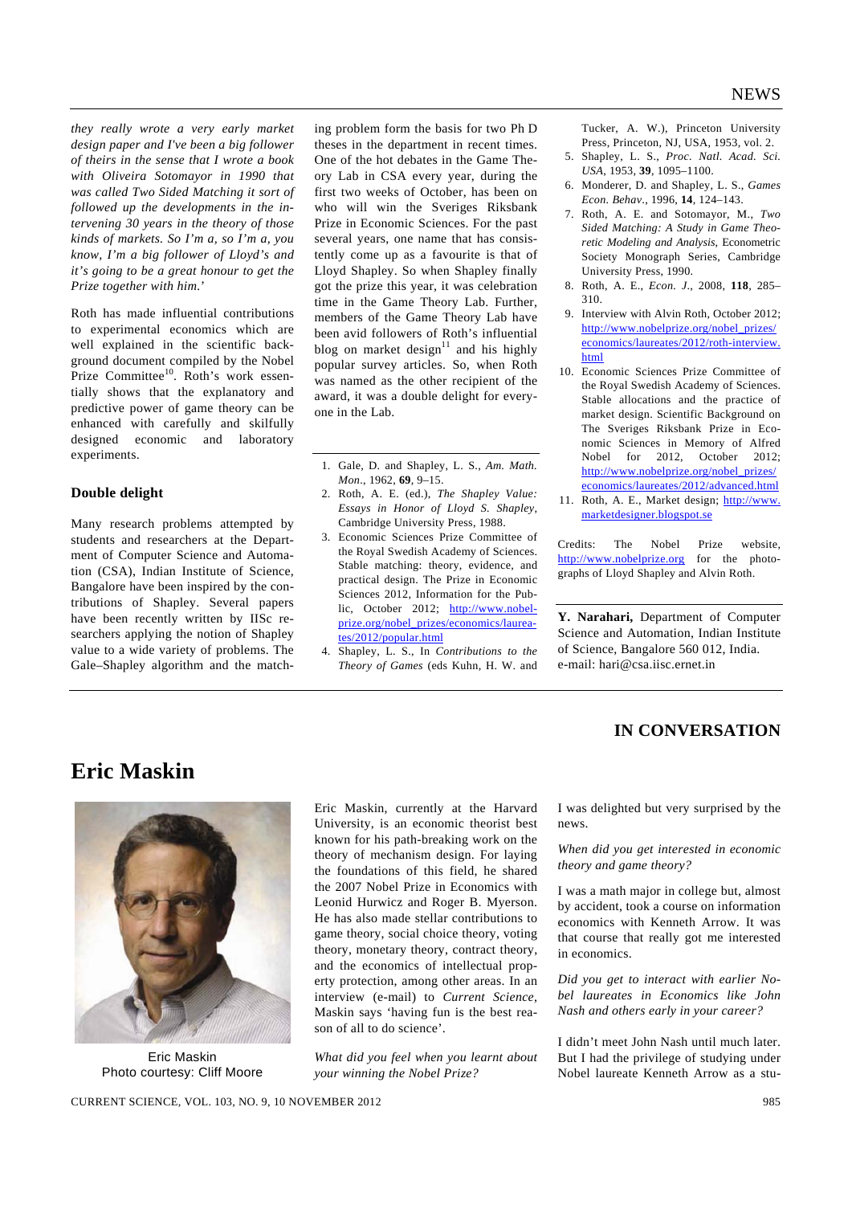*they really wrote a very early market design paper and I've been a big follower of theirs in the sense that I wrote a book with Oliveira Sotomayor in 1990 that was called Two Sided Matching it sort of followed up the developments in the intervening 30 years in the theory of those kinds of markets. So I'm a, so I'm a, you know, I'm a big follower of Lloyd's and it's going to be a great honour to get the Prize together with him.'*

Roth has made influential contributions to experimental economics which are well explained in the scientific background document compiled by the Nobel Prize Committee[10]. Roth's work essentially shows that the explanatory and predictive power of game theory can be enhanced with carefully and skilfully designed economic and laboratory experiments.

### Double delight

Many research problems attempted by students and researchers at the Department of Computer Science and Automation (CSA), Indian Institute of Science, Bangalore have been inspired by the contributions of Shapley. Several papers have been recently written by IISc researchers applying the notion of Shapley value to a wide variety of problems. The Gale–Shapley algorithm and the matching problem form the basis for two Ph D theses in the department in recent times. One of the hot debates in the Game Theory Lab in CSA every year, during the first two weeks of October, has been on who will win the Sveriges Riksbank Prize in Economic Sciences. For the past several years, one name that has consistently come up as a favourite is that of Lloyd Shapley. So when Shapley finally got the prize this year, it was celebration time in the Game Theory Lab. Further, members of the Game Theory Lab have been avid followers of Roth's influential blog on market design[11] and his highly popular survey articles. So, when Roth was named as the other recipient of the award, it was a double delight for everyone in the Lab.

1. Gale, D. and Shapley, L. S., *Am. Math. Mon*., 1962, **69**, 9–15.
2. Roth, A. E. (ed.), *The Shapley Value: Essays in Honor of Lloyd S. Shapley*, Cambridge University Press, 1988.
3. Economic Sciences Prize Committee of the Royal Swedish Academy of Sciences. Stable matching: theory, evidence, and practical design. The Prize in Economic Sciences 2012, Information for the Public, October 2012; http://www.nobelprize.org/nobel_prizes/economics/laureates/2012/popular.html
4. Shapley, L. S., In *Contributions to the Theory of Games* (eds Kuhn, H. W. and Tucker, A. W.), Princeton University Press, Princeton, NJ, USA, 1953, vol. 2.
5. Shapley, L. S., *Proc. Natl. Acad. Sci. USA*, 1953, **39**, 1095–1100.
6. Monderer, D. and Shapley, L. S., *Games Econ. Behav*., 1996, **14**, 124–143.
7. Roth, A. E. and Sotomayor, M., *Two Sided Matching: A Study in Game Theoretic Modeling and Analysis*, Econometric Society Monograph Series, Cambridge University Press, 1990.
8. Roth, A. E., *Econ. J*., 2008, **118**, 285–310.
9. Interview with Alvin Roth, October 2012; http://www.nobelprize.org/nobel_prizes/economics/laureates/2012/roth-interview.html
10. Economic Sciences Prize Committee of the Royal Swedish Academy of Sciences. Stable allocations and the practice of market design. Scientific Background on The Sveriges Riksbank Prize in Economic Sciences in Memory of Alfred Nobel for 2012, October 2012; http://www.nobelprize.org/nobel_prizes/economics/laureates/2012/advanced.html
11. Roth, A. E., Market design; http://www.marketdesigner.blogspot.se

Credits: The Nobel Prize website, http://www.nobelprize.org for the photographs of Lloyd Shapley and Alvin Roth.

**Y. Narahari,** Department of Computer Science and Automation, Indian Institute of Science, Bangalore 560 012, India.
e-mail: hari@csa.iisc.ernet.in

## IN CONVERSATION

# Eric Maskin

Eric Maskin
Photo courtesy: Cliff Moore

Eric Maskin, currently at the Harvard University, is an economic theorist best known for his path-breaking work on the theory of mechanism design. For laying the foundations of this field, he shared the 2007 Nobel Prize in Economics with Leonid Hurwicz and Roger B. Myerson. He has also made stellar contributions to game theory, social choice theory, voting theory, monetary theory, contract theory, and the economics of intellectual property protection, among other areas. In an interview (e-mail) to *Current Science*, Maskin says 'having fun is the best reason of all to do science'.

*What did you feel when you learnt about your winning the Nobel Prize?*

I was delighted but very surprised by the news.

*When did you get interested in economic theory and game theory?*

I was a math major in college but, almost by accident, took a course on information economics with Kenneth Arrow. It was that course that really got me interested in economics.

*Did you get to interact with earlier Nobel laureates in Economics like John Nash and others early in your career?*

I didn't meet John Nash until much later. But I had the privilege of studying under Nobel laureate Kenneth Arrow as a stu-